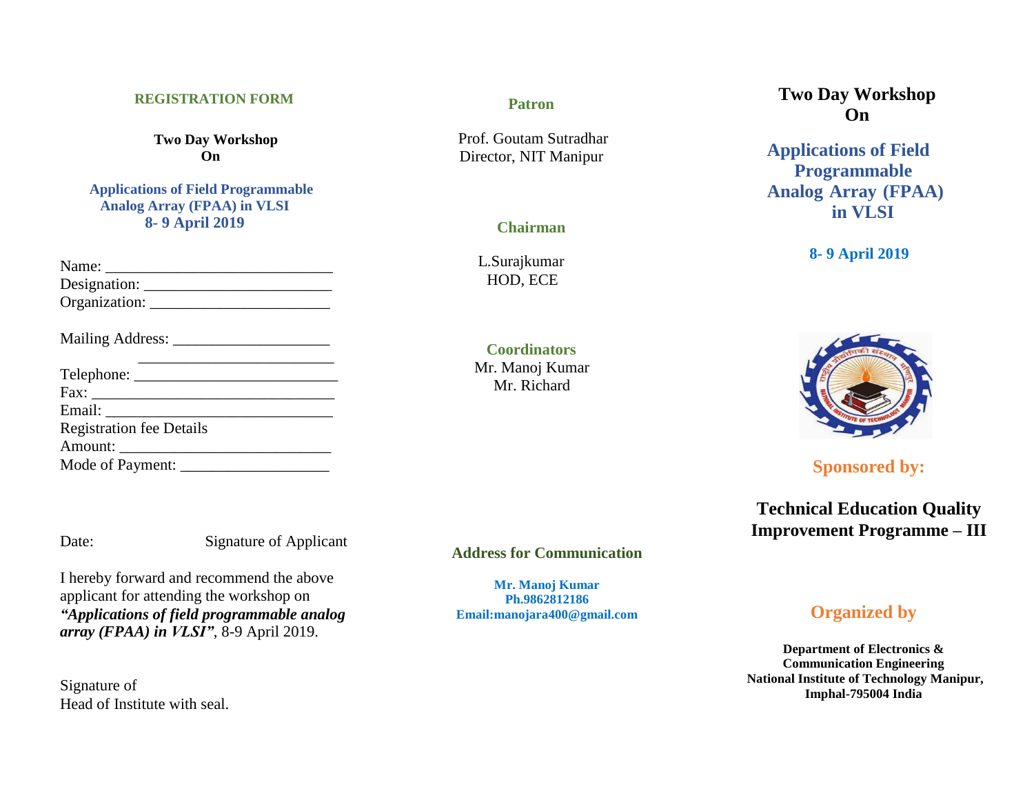## REGISTRATION FORM

**Two Day Workshop**
**On**

**Applications of Field Programmable Analog Array (FPAA) in VLSI**
**8- 9 April 2019**

Name: _____________________________
Designation: ________________________
Organization: _______________________

Mailing Address: ____________________
_________________________
Telephone: _________________________
Fax: _______________________________
Email: _____________________________
Registration fee Details
Amount: ___________________________
Mode of Payment: ___________________

Date: Signature of Applicant

I hereby forward and recommend the above applicant for attending the workshop on ***"Applications of field programmable analog array (FPAA) in VLSI"***, 8-9 April 2019.

Signature of
Head of Institute with seal.

### Patron

Prof. Goutam Sutradhar
Director, NIT Manipur

### Chairman

L.Surajkumar
HOD, ECE

### Coordinators

Mr. Manoj Kumar
Mr. Richard

### Address for Communication

**Mr. Manoj Kumar**
**Ph.9862812186**
**Email:manojara400@gmail.com**

# Two Day Workshop On

# Applications of Field Programmable Analog Array (FPAA) in VLSI

**8- 9 April 2019**

### Sponsored by:

**Technical Education Quality Improvement Programme – III**

### Organized by

**Department of Electronics & Communication Engineering**
**National Institute of Technology Manipur,**
**Imphal-795004 India**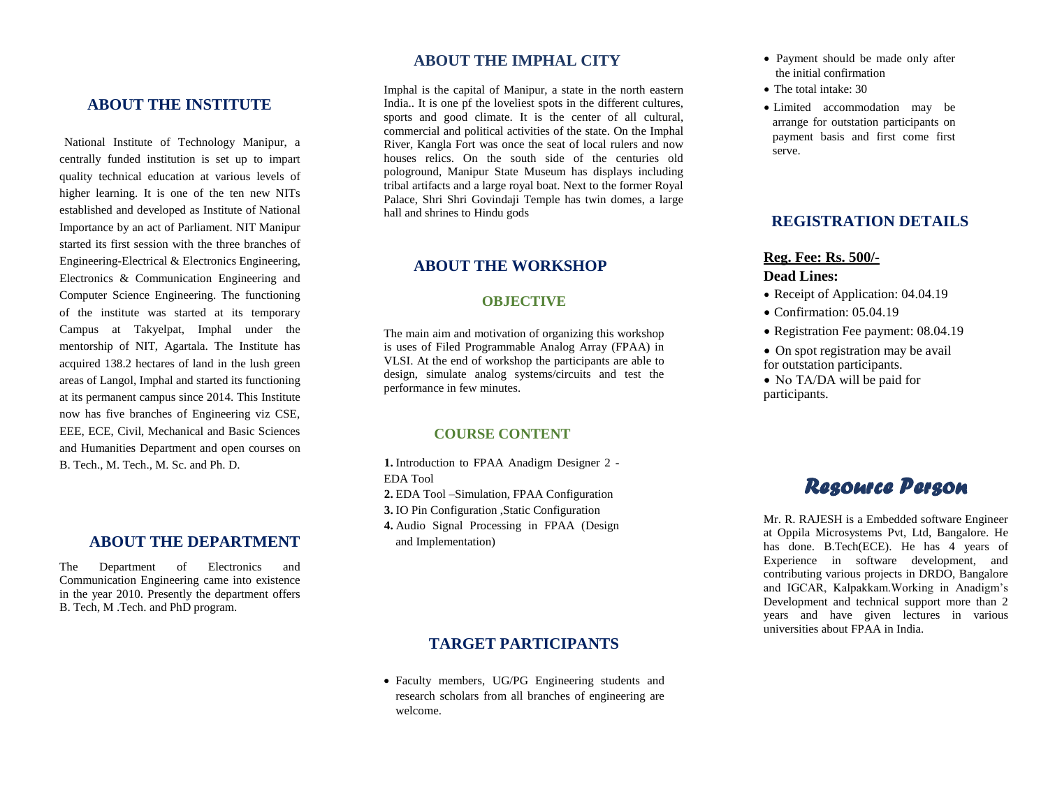## ABOUT THE INSTITUTE

National Institute of Technology Manipur, a centrally funded institution is set up to impart quality technical education at various levels of higher learning. It is one of the ten new NITs established and developed as Institute of National Importance by an act of Parliament. NIT Manipur started its first session with the three branches of Engineering-Electrical & Electronics Engineering, Electronics & Communication Engineering and Computer Science Engineering. The functioning of the institute was started at its temporary Campus at Takyelpat, Imphal under the mentorship of NIT, Agartala. The Institute has acquired 138.2 hectares of land in the lush green areas of Langol, Imphal and started its functioning at its permanent campus since 2014. This Institute now has five branches of Engineering viz CSE, EEE, ECE, Civil, Mechanical and Basic Sciences and Humanities Department and open courses on B. Tech., M. Tech., M. Sc. and Ph. D.

## ABOUT THE DEPARTMENT

The Department of Electronics and Communication Engineering came into existence in the year 2010. Presently the department offers B. Tech, M .Tech. and PhD program.

## ABOUT THE IMPHAL CITY

Imphal is the capital of Manipur, a state in the north eastern India.. It is one pf the loveliest spots in the different cultures, sports and good climate. It is the center of all cultural, commercial and political activities of the state. On the Imphal River, Kangla Fort was once the seat of local rulers and now houses relics. On the south side of the centuries old pologround, Manipur State Museum has displays including tribal artifacts and a large royal boat. Next to the former Royal Palace, Shri Shri Govindaji Temple has twin domes, a large hall and shrines to Hindu gods

## ABOUT THE WORKSHOP

### OBJECTIVE

The main aim and motivation of organizing this workshop is uses of Filed Programmable Analog Array (FPAA) in VLSI. At the end of workshop the participants are able to design, simulate analog systems/circuits and test the performance in few minutes.

### COURSE CONTENT

1. Introduction to FPAA Anadigm Designer 2 - EDA Tool
2. EDA Tool –Simulation, FPAA Configuration
3. IO Pin Configuration ,Static Configuration
4. Audio Signal Processing in FPAA (Design and Implementation)

## TARGET PARTICIPANTS

- Faculty members, UG/PG Engineering students and research scholars from all branches of engineering are welcome.

- Payment should be made only after the initial confirmation
- The total intake: 30
- Limited accommodation may be arrange for outstation participants on payment basis and first come first serve.

## REGISTRATION DETAILS

**Reg. Fee: Rs. 500/-**

**Dead Lines:**

- Receipt of Application: 04.04.19
- Confirmation: 05.04.19
- Registration Fee payment: 08.04.19
- On spot registration may be avail for outstation participants.
- No TA/DA will be paid for participants.

## *Resource Person*

Mr. R. RAJESH is a Embedded software Engineer at Oppila Microsystems Pvt, Ltd, Bangalore. He has done. B.Tech(ECE). He has 4 years of Experience in software development, and contributing various projects in DRDO, Bangalore and IGCAR, Kalpakkam.Working in Anadigm's Development and technical support more than 2 years and have given lectures in various universities about FPAA in India.